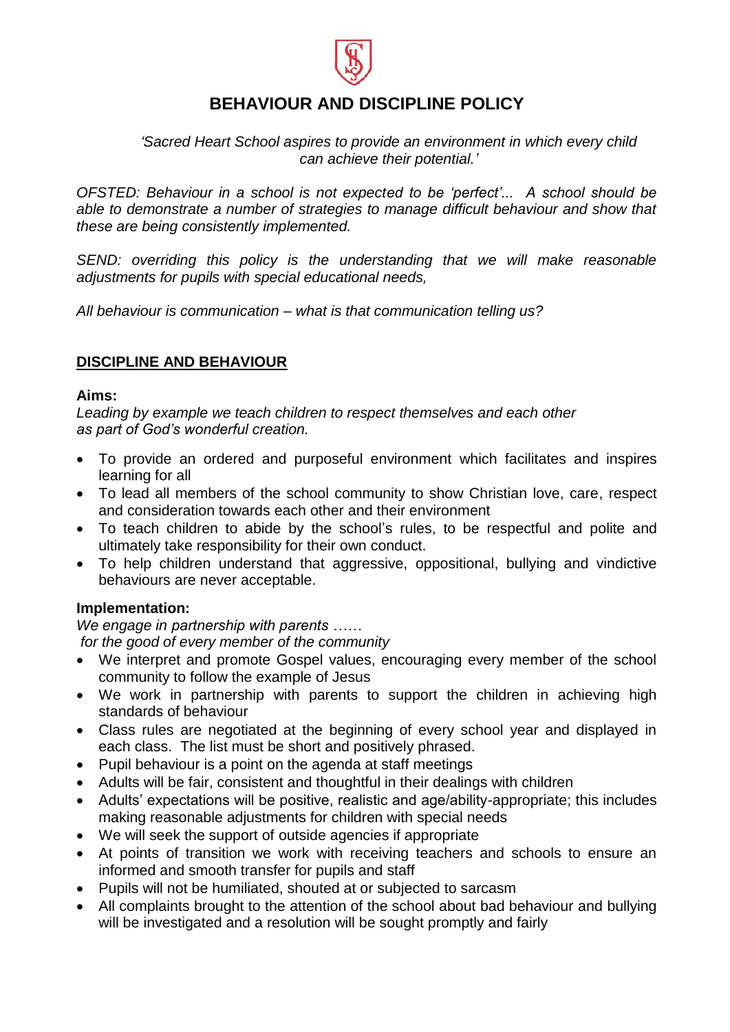# BEHAVIOUR AND DISCIPLINE POLICY

*'Sacred Heart School aspires to provide an environment in which every child can achieve their potential.'*

*OFSTED: Behaviour in a school is not expected to be 'perfect'... A school should be able to demonstrate a number of strategies to manage difficult behaviour and show that these are being consistently implemented.*

*SEND: overriding this policy is the understanding that we will make reasonable adjustments for pupils with special educational needs,*

*All behaviour is communication – what is that communication telling us?*

## DISCIPLINE AND BEHAVIOUR

### Aims:

*Leading by example we teach children to respect themselves and each other as part of God's wonderful creation.*

- To provide an ordered and purposeful environment which facilitates and inspires learning for all
- To lead all members of the school community to show Christian love, care, respect and consideration towards each other and their environment
- To teach children to abide by the school's rules, to be respectful and polite and ultimately take responsibility for their own conduct.
- To help children understand that aggressive, oppositional, bullying and vindictive behaviours are never acceptable.

### Implementation:

*We engage in partnership with parents ……*
*for the good of every member of the community*

- We interpret and promote Gospel values, encouraging every member of the school community to follow the example of Jesus
- We work in partnership with parents to support the children in achieving high standards of behaviour
- Class rules are negotiated at the beginning of every school year and displayed in each class. The list must be short and positively phrased.
- Pupil behaviour is a point on the agenda at staff meetings
- Adults will be fair, consistent and thoughtful in their dealings with children
- Adults' expectations will be positive, realistic and age/ability-appropriate; this includes making reasonable adjustments for children with special needs
- We will seek the support of outside agencies if appropriate
- At points of transition we work with receiving teachers and schools to ensure an informed and smooth transfer for pupils and staff
- Pupils will not be humiliated, shouted at or subjected to sarcasm
- All complaints brought to the attention of the school about bad behaviour and bullying will be investigated and a resolution will be sought promptly and fairly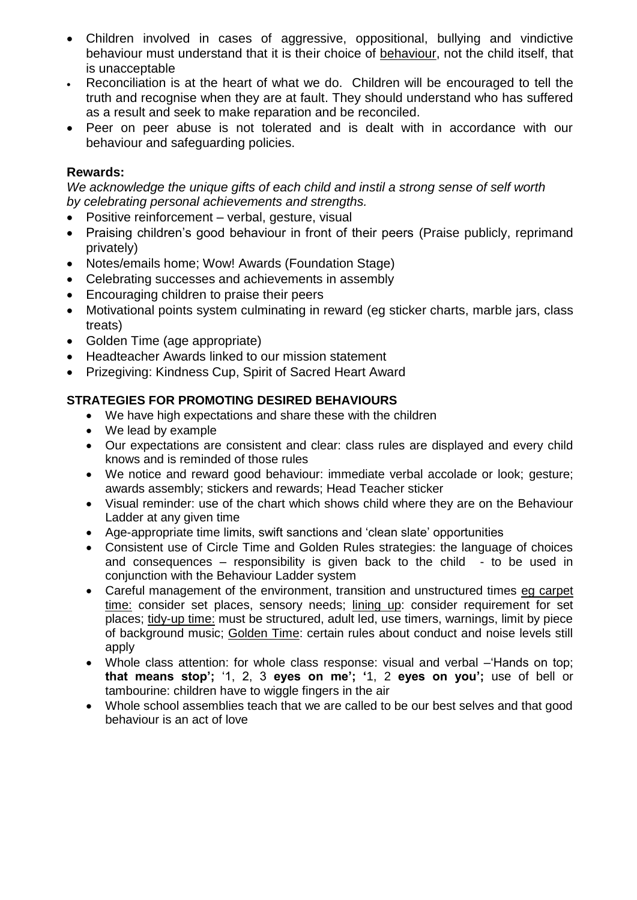- Children involved in cases of aggressive, oppositional, bullying and vindictive behaviour must understand that it is their choice of behaviour, not the child itself, that is unacceptable
- Reconciliation is at the heart of what we do. Children will be encouraged to tell the truth and recognise when they are at fault. They should understand who has suffered as a result and seek to make reparation and be reconciled.
- Peer on peer abuse is not tolerated and is dealt with in accordance with our behaviour and safeguarding policies.

**Rewards:**

*We acknowledge the unique gifts of each child and instil a strong sense of self worth by celebrating personal achievements and strengths.*

- Positive reinforcement – verbal, gesture, visual
- Praising children's good behaviour in front of their peers (Praise publicly, reprimand privately)
- Notes/emails home; Wow! Awards (Foundation Stage)
- Celebrating successes and achievements in assembly
- Encouraging children to praise their peers
- Motivational points system culminating in reward (eg sticker charts, marble jars, class treats)
- Golden Time (age appropriate)
- Headteacher Awards linked to our mission statement
- Prizegiving: Kindness Cup, Spirit of Sacred Heart Award

**STRATEGIES FOR PROMOTING DESIRED BEHAVIOURS**

- We have high expectations and share these with the children
- We lead by example
- Our expectations are consistent and clear: class rules are displayed and every child knows and is reminded of those rules
- We notice and reward good behaviour: immediate verbal accolade or look; gesture; awards assembly; stickers and rewards; Head Teacher sticker
- Visual reminder: use of the chart which shows child where they are on the Behaviour Ladder at any given time
- Age-appropriate time limits, swift sanctions and 'clean slate' opportunities
- Consistent use of Circle Time and Golden Rules strategies: the language of choices and consequences – responsibility is given back to the child - to be used in conjunction with the Behaviour Ladder system
- Careful management of the environment, transition and unstructured times eg carpet time: consider set places, sensory needs; lining up: consider requirement for set places; tidy-up time: must be structured, adult led, use timers, warnings, limit by piece of background music; Golden Time: certain rules about conduct and noise levels still apply
- Whole class attention: for whole class response: visual and verbal –'Hands on top; **that means stop';** '1, 2, 3 **eyes on me'; '**1, 2 **eyes on you';** use of bell or tambourine: children have to wiggle fingers in the air
- Whole school assemblies teach that we are called to be our best selves and that good behaviour is an act of love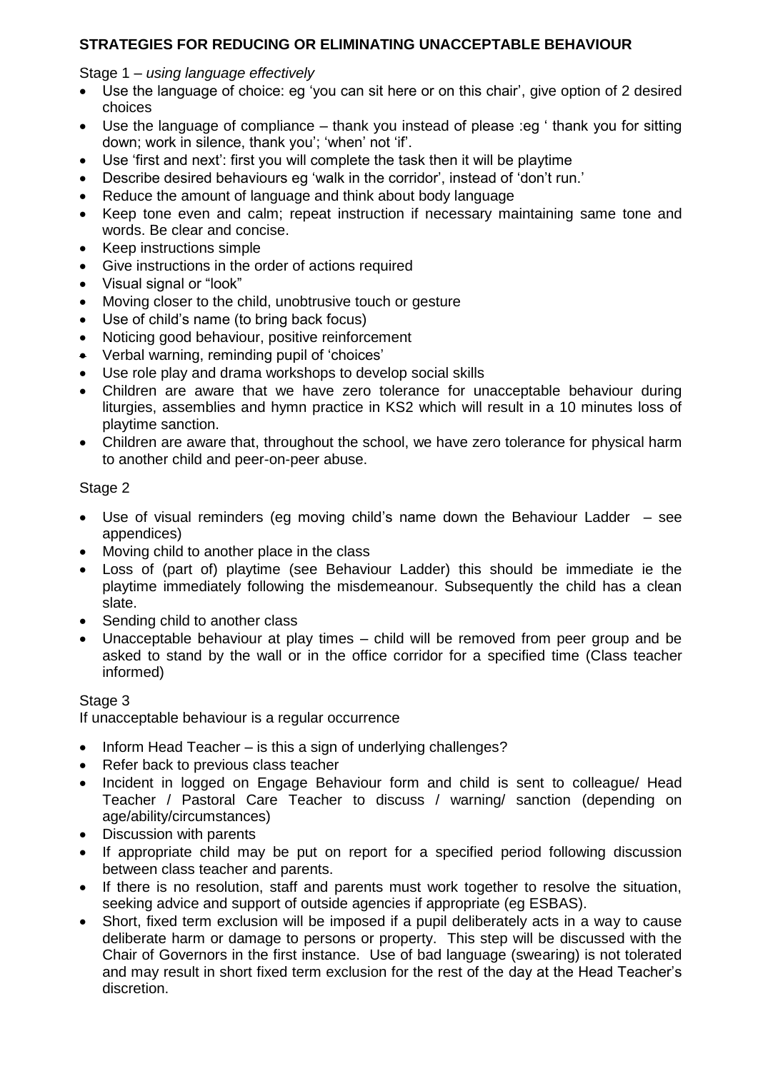**STRATEGIES FOR REDUCING OR ELIMINATING UNACCEPTABLE BEHAVIOUR**

Stage 1 – *using language effectively*

- Use the language of choice: eg 'you can sit here or on this chair', give option of 2 desired choices
- Use the language of compliance – thank you instead of please :eg ' thank you for sitting down; work in silence, thank you'; 'when' not 'if'.
- Use 'first and next': first you will complete the task then it will be playtime
- Describe desired behaviours eg 'walk in the corridor', instead of 'don't run.'
- Reduce the amount of language and think about body language
- Keep tone even and calm; repeat instruction if necessary maintaining same tone and words. Be clear and concise.
- Keep instructions simple
- Give instructions in the order of actions required
- Visual signal or "look"
- Moving closer to the child, unobtrusive touch or gesture
- Use of child's name (to bring back focus)
- Noticing good behaviour, positive reinforcement
- Verbal warning, reminding pupil of 'choices'
- Use role play and drama workshops to develop social skills
- Children are aware that we have zero tolerance for unacceptable behaviour during liturgies, assemblies and hymn practice in KS2 which will result in a 10 minutes loss of playtime sanction.
- Children are aware that, throughout the school, we have zero tolerance for physical harm to another child and peer-on-peer abuse.

Stage 2

- Use of visual reminders (eg moving child's name down the Behaviour Ladder – see appendices)
- Moving child to another place in the class
- Loss of (part of) playtime (see Behaviour Ladder) this should be immediate ie the playtime immediately following the misdemeanour. Subsequently the child has a clean slate.
- Sending child to another class
- Unacceptable behaviour at play times – child will be removed from peer group and be asked to stand by the wall or in the office corridor for a specified time (Class teacher informed)

Stage 3

If unacceptable behaviour is a regular occurrence

- Inform Head Teacher – is this a sign of underlying challenges?
- Refer back to previous class teacher
- Incident in logged on Engage Behaviour form and child is sent to colleague/ Head Teacher / Pastoral Care Teacher to discuss / warning/ sanction (depending on age/ability/circumstances)
- Discussion with parents
- If appropriate child may be put on report for a specified period following discussion between class teacher and parents.
- If there is no resolution, staff and parents must work together to resolve the situation, seeking advice and support of outside agencies if appropriate (eg ESBAS).
- Short, fixed term exclusion will be imposed if a pupil deliberately acts in a way to cause deliberate harm or damage to persons or property. This step will be discussed with the Chair of Governors in the first instance. Use of bad language (swearing) is not tolerated and may result in short fixed term exclusion for the rest of the day at the Head Teacher's discretion.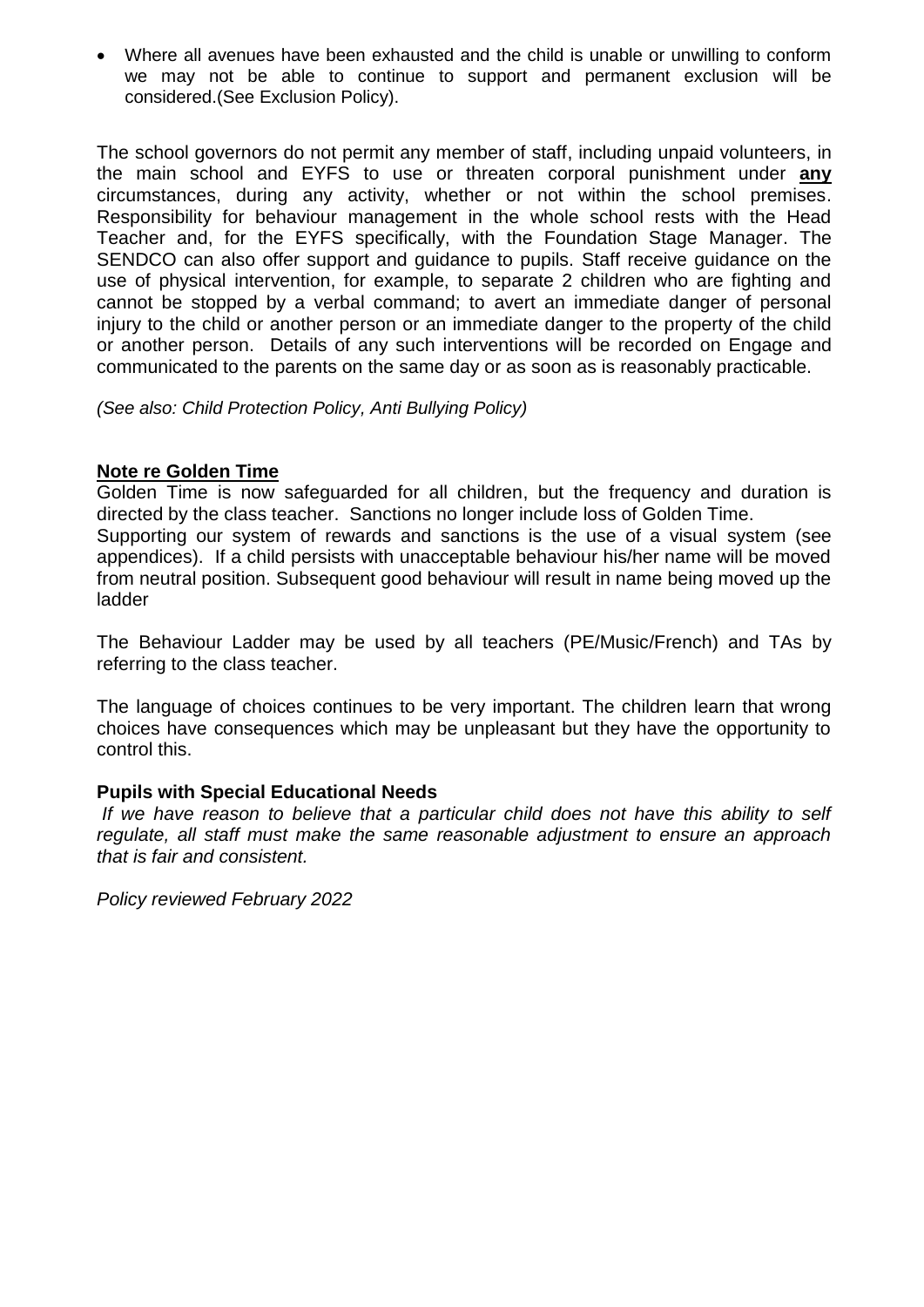- Where all avenues have been exhausted and the child is unable or unwilling to conform we may not be able to continue to support and permanent exclusion will be considered.(See Exclusion Policy).

The school governors do not permit any member of staff, including unpaid volunteers, in the main school and EYFS to use or threaten corporal punishment under **any** circumstances, during any activity, whether or not within the school premises. Responsibility for behaviour management in the whole school rests with the Head Teacher and, for the EYFS specifically, with the Foundation Stage Manager. The SENDCO can also offer support and guidance to pupils. Staff receive guidance on the use of physical intervention, for example, to separate 2 children who are fighting and cannot be stopped by a verbal command; to avert an immediate danger of personal injury to the child or another person or an immediate danger to the property of the child or another person. Details of any such interventions will be recorded on Engage and communicated to the parents on the same day or as soon as is reasonably practicable.

*(See also: Child Protection Policy, Anti Bullying Policy)*

**Note re Golden Time**

Golden Time is now safeguarded for all children, but the frequency and duration is directed by the class teacher. Sanctions no longer include loss of Golden Time.
Supporting our system of rewards and sanctions is the use of a visual system (see appendices). If a child persists with unacceptable behaviour his/her name will be moved from neutral position. Subsequent good behaviour will result in name being moved up the ladder

The Behaviour Ladder may be used by all teachers (PE/Music/French) and TAs by referring to the class teacher.

The language of choices continues to be very important. The children learn that wrong choices have consequences which may be unpleasant but they have the opportunity to control this.

**Pupils with Special Educational Needs**

*If we have reason to believe that a particular child does not have this ability to self regulate, all staff must make the same reasonable adjustment to ensure an approach that is fair and consistent.*

*Policy reviewed February 2022*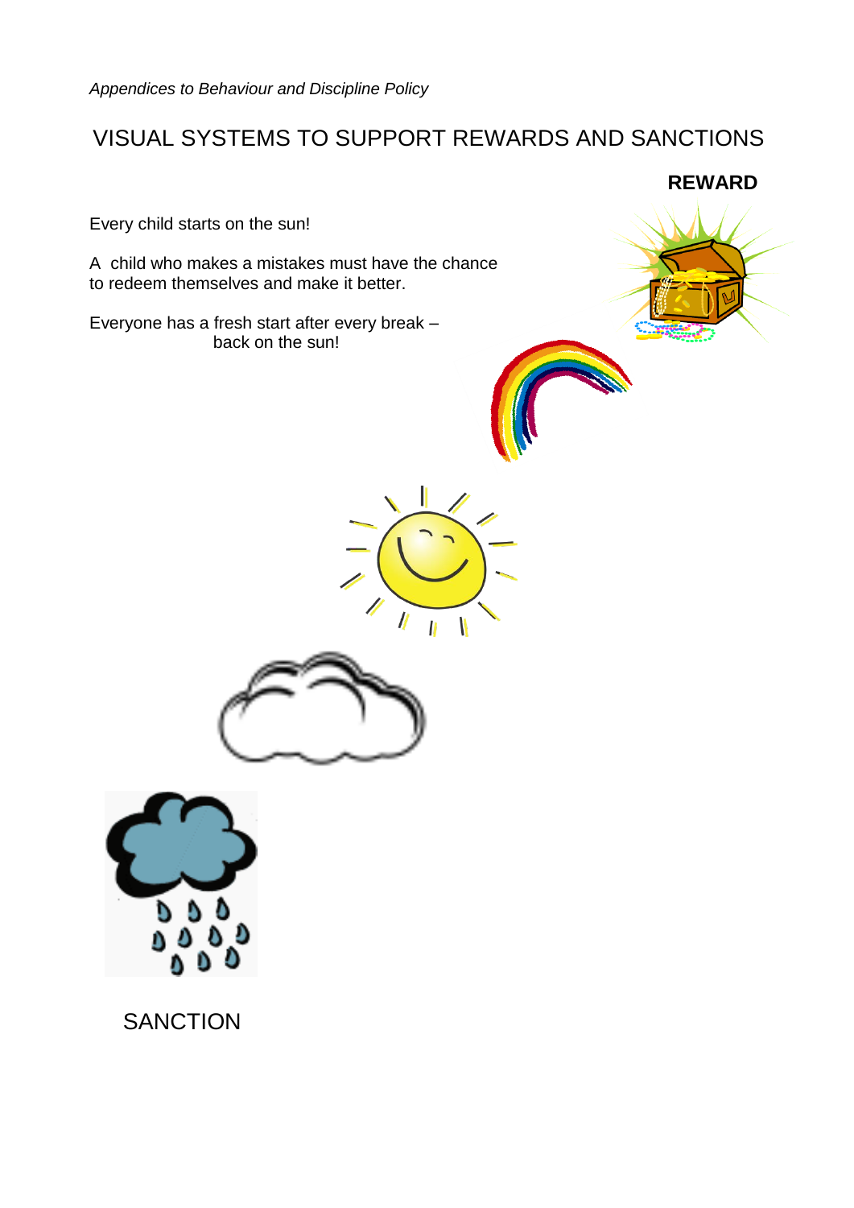*Appendices to Behaviour and Discipline Policy*

# VISUAL SYSTEMS TO SUPPORT REWARDS AND SANCTIONS

**REWARD**

Every child starts on the sun!

A child who makes a mistakes must have the chance to redeem themselves and make it better.

Everyone has a fresh start after every break – back on the sun!

SANCTION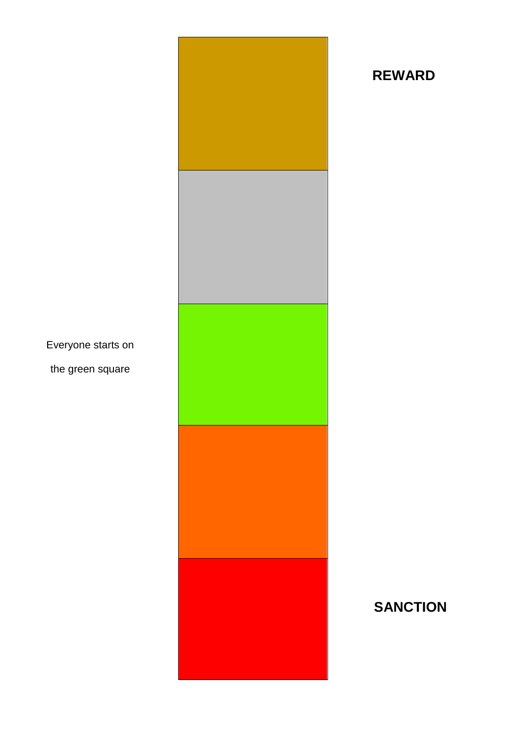**REWARD**

Everyone starts on

the green square

**SANCTION**